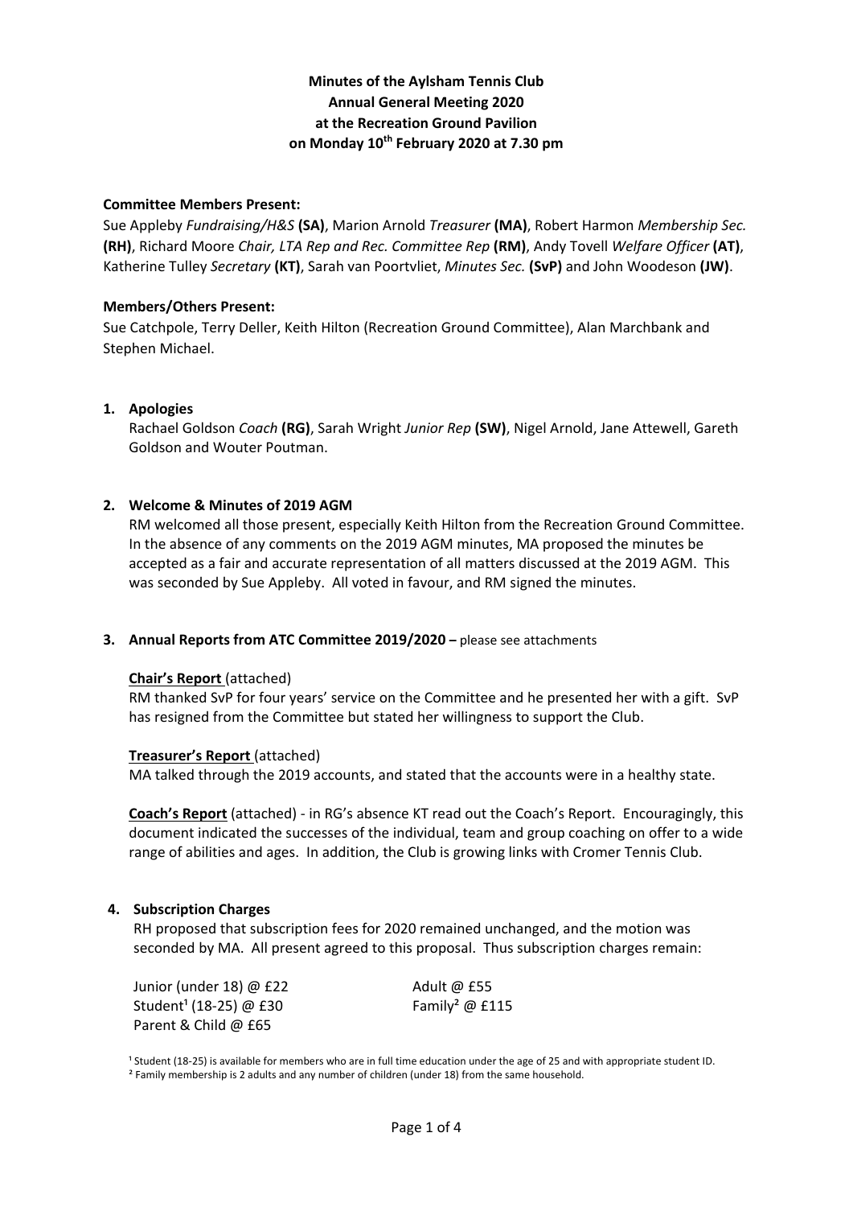**Minutes of the Aylsham Tennis Club**
**Annual General Meeting 2020**
**at the Recreation Ground Pavilion**
**on Monday 10th February 2020 at 7.30 pm**

**Committee Members Present:**

Sue Appleby *Fundraising/H&S* **(SA)**, Marion Arnold *Treasurer* **(MA)**, Robert Harmon *Membership Sec.* **(RH)**, Richard Moore *Chair, LTA Rep and Rec. Committee Rep* **(RM)**, Andy Tovell *Welfare Officer* **(AT)**, Katherine Tulley *Secretary* **(KT)**, Sarah van Poortvliet, *Minutes Sec.* **(SvP)** and John Woodeson **(JW)**.

**Members/Others Present:**

Sue Catchpole, Terry Deller, Keith Hilton (Recreation Ground Committee), Alan Marchbank and Stephen Michael.

**1. Apologies**

Rachael Goldson *Coach* **(RG)**, Sarah Wright *Junior Rep* **(SW)**, Nigel Arnold, Jane Attewell, Gareth Goldson and Wouter Poutman.

**2. Welcome & Minutes of 2019 AGM**

RM welcomed all those present, especially Keith Hilton from the Recreation Ground Committee. In the absence of any comments on the 2019 AGM minutes, MA proposed the minutes be accepted as a fair and accurate representation of all matters discussed at the 2019 AGM. This was seconded by Sue Appleby. All voted in favour, and RM signed the minutes.

**3. Annual Reports from ATC Committee 2019/2020 –** please see attachments

**Chair's Report** (attached)

RM thanked SvP for four years' service on the Committee and he presented her with a gift. SvP has resigned from the Committee but stated her willingness to support the Club.

**Treasurer's Report** (attached)

MA talked through the 2019 accounts, and stated that the accounts were in a healthy state.

**Coach's Report** (attached) - in RG's absence KT read out the Coach's Report. Encouragingly, this document indicated the successes of the individual, team and group coaching on offer to a wide range of abilities and ages. In addition, the Club is growing links with Cromer Tennis Club.

**4. Subscription Charges**

RH proposed that subscription fees for 2020 remained unchanged, and the motion was seconded by MA. All present agreed to this proposal. Thus subscription charges remain:

| | |
|---|---|
| Junior (under 18) @ £22 | Adult @ £55 |
| Student[1] (18-25) @ £30 | Family[2] @ £115 |
| Parent & Child @ £65 | |

[1] Student (18-25) is available for members who are in full time education under the age of 25 and with appropriate student ID.
[2] Family membership is 2 adults and any number of children (under 18) from the same household.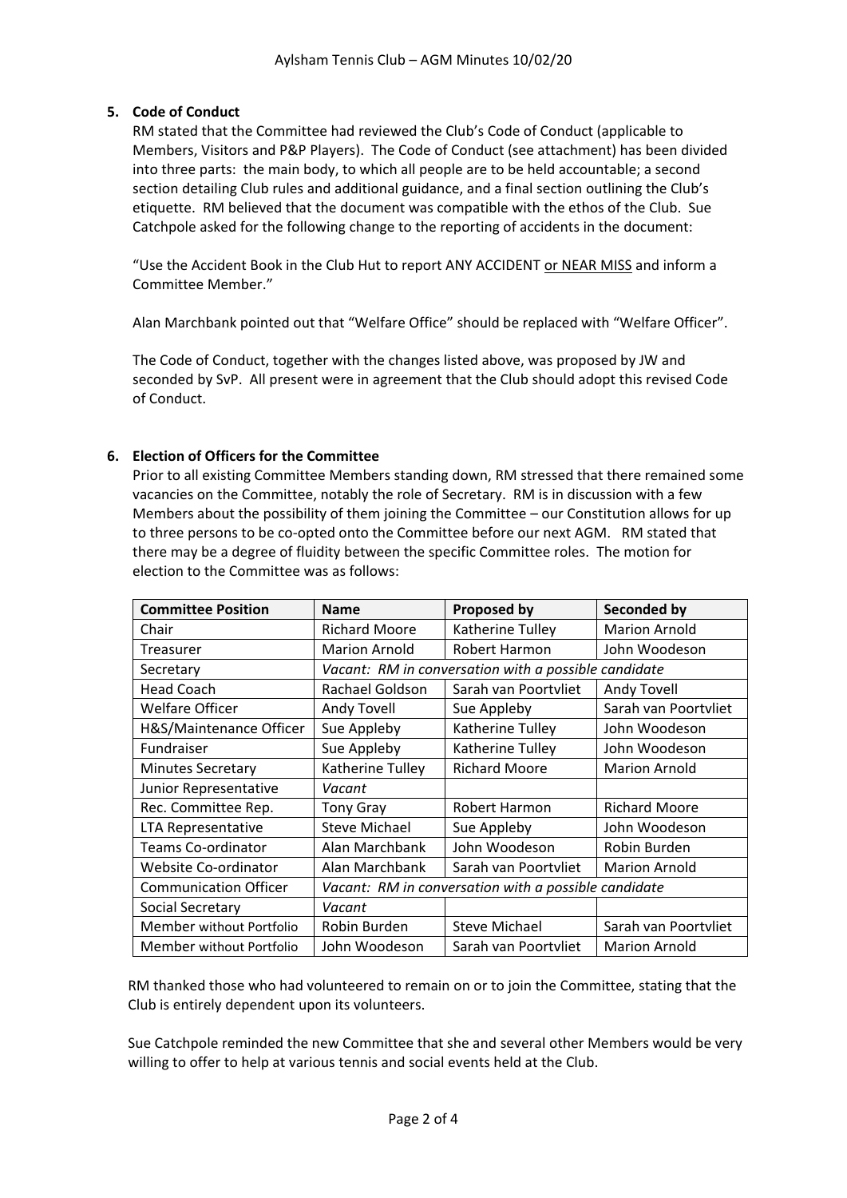## 5. Code of Conduct

RM stated that the Committee had reviewed the Club's Code of Conduct (applicable to Members, Visitors and P&P Players). The Code of Conduct (see attachment) has been divided into three parts: the main body, to which all people are to be held accountable; a second section detailing Club rules and additional guidance, and a final section outlining the Club's etiquette. RM believed that the document was compatible with the ethos of the Club. Sue Catchpole asked for the following change to the reporting of accidents in the document:

"Use the Accident Book in the Club Hut to report ANY ACCIDENT <u>or NEAR MISS</u> and inform a Committee Member."

Alan Marchbank pointed out that "Welfare Office" should be replaced with "Welfare Officer".

The Code of Conduct, together with the changes listed above, was proposed by JW and seconded by SvP. All present were in agreement that the Club should adopt this revised Code of Conduct.

## 6. Election of Officers for the Committee

Prior to all existing Committee Members standing down, RM stressed that there remained some vacancies on the Committee, notably the role of Secretary. RM is in discussion with a few Members about the possibility of them joining the Committee – our Constitution allows for up to three persons to be co-opted onto the Committee before our next AGM. RM stated that there may be a degree of fluidity between the specific Committee roles. The motion for election to the Committee was as follows:

| Committee Position | Name | Proposed by | Seconded by |
|---|---|---|---|
| Chair | Richard Moore | Katherine Tulley | Marion Arnold |
| Treasurer | Marion Arnold | Robert Harmon | John Woodeson |
| Secretary | *Vacant: RM in conversation with a possible candidate* | | |
| Head Coach | Rachael Goldson | Sarah van Poortvliet | Andy Tovell |
| Welfare Officer | Andy Tovell | Sue Appleby | Sarah van Poortvliet |
| H&S/Maintenance Officer | Sue Appleby | Katherine Tulley | John Woodeson |
| Fundraiser | Sue Appleby | Katherine Tulley | John Woodeson |
| Minutes Secretary | Katherine Tulley | Richard Moore | Marion Arnold |
| Junior Representative | *Vacant* | | |
| Rec. Committee Rep. | Tony Gray | Robert Harmon | Richard Moore |
| LTA Representative | Steve Michael | Sue Appleby | John Woodeson |
| Teams Co-ordinator | Alan Marchbank | John Woodeson | Robin Burden |
| Website Co-ordinator | Alan Marchbank | Sarah van Poortvliet | Marion Arnold |
| Communication Officer | *Vacant: RM in conversation with a possible candidate* | | |
| Social Secretary | *Vacant* | | |
| Member without Portfolio | Robin Burden | Steve Michael | Sarah van Poortvliet |
| Member without Portfolio | John Woodeson | Sarah van Poortvliet | Marion Arnold |

RM thanked those who had volunteered to remain on or to join the Committee, stating that the Club is entirely dependent upon its volunteers.

Sue Catchpole reminded the new Committee that she and several other Members would be very willing to offer to help at various tennis and social events held at the Club.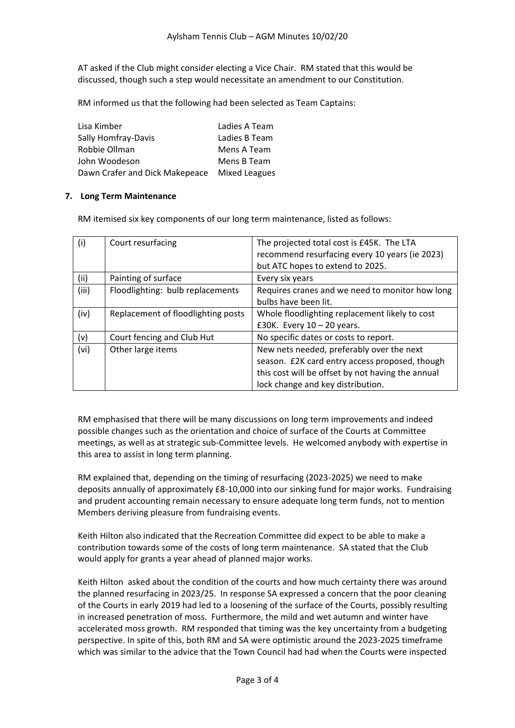AT asked if the Club might consider electing a Vice Chair. RM stated that this would be discussed, though such a step would necessitate an amendment to our Constitution.

RM informed us that the following had been selected as Team Captains:

| | |
|---|---|
| Lisa Kimber | Ladies A Team |
| Sally Homfray-Davis | Ladies B Team |
| Robbie Ollman | Mens A Team |
| John Woodeson | Mens B Team |
| Dawn Crafer and Dick Makepeace | Mixed Leagues |

## 7. Long Term Maintenance

RM itemised six key components of our long term maintenance, listed as follows:

| | | |
|---|---|---|
| (i) | Court resurfacing | The projected total cost is £45K. The LTA recommend resurfacing every 10 years (ie 2023) but ATC hopes to extend to 2025. |
| (ii) | Painting of surface | Every six years |
| (iii) | Floodlighting: bulb replacements | Requires cranes and we need to monitor how long bulbs have been lit. |
| (iv) | Replacement of floodlighting posts | Whole floodlighting replacement likely to cost £30K. Every 10 – 20 years. |
| (v) | Court fencing and Club Hut | No specific dates or costs to report. |
| (vi) | Other large items | New nets needed, preferably over the next season. £2K card entry access proposed, though this cost will be offset by not having the annual lock change and key distribution. |

RM emphasised that there will be many discussions on long term improvements and indeed possible changes such as the orientation and choice of surface of the Courts at Committee meetings, as well as at strategic sub-Committee levels. He welcomed anybody with expertise in this area to assist in long term planning.

RM explained that, depending on the timing of resurfacing (2023-2025) we need to make deposits annually of approximately £8-10,000 into our sinking fund for major works. Fundraising and prudent accounting remain necessary to ensure adequate long term funds, not to mention Members deriving pleasure from fundraising events.

Keith Hilton also indicated that the Recreation Committee did expect to be able to make a contribution towards some of the costs of long term maintenance. SA stated that the Club would apply for grants a year ahead of planned major works.

Keith Hilton asked about the condition of the courts and how much certainty there was around the planned resurfacing in 2023/25. In response SA expressed a concern that the poor cleaning of the Courts in early 2019 had led to a loosening of the surface of the Courts, possibly resulting in increased penetration of moss. Furthermore, the mild and wet autumn and winter have accelerated moss growth. RM responded that timing was the key uncertainty from a budgeting perspective. In spite of this, both RM and SA were optimistic around the 2023-2025 timeframe which was similar to the advice that the Town Council had had when the Courts were inspected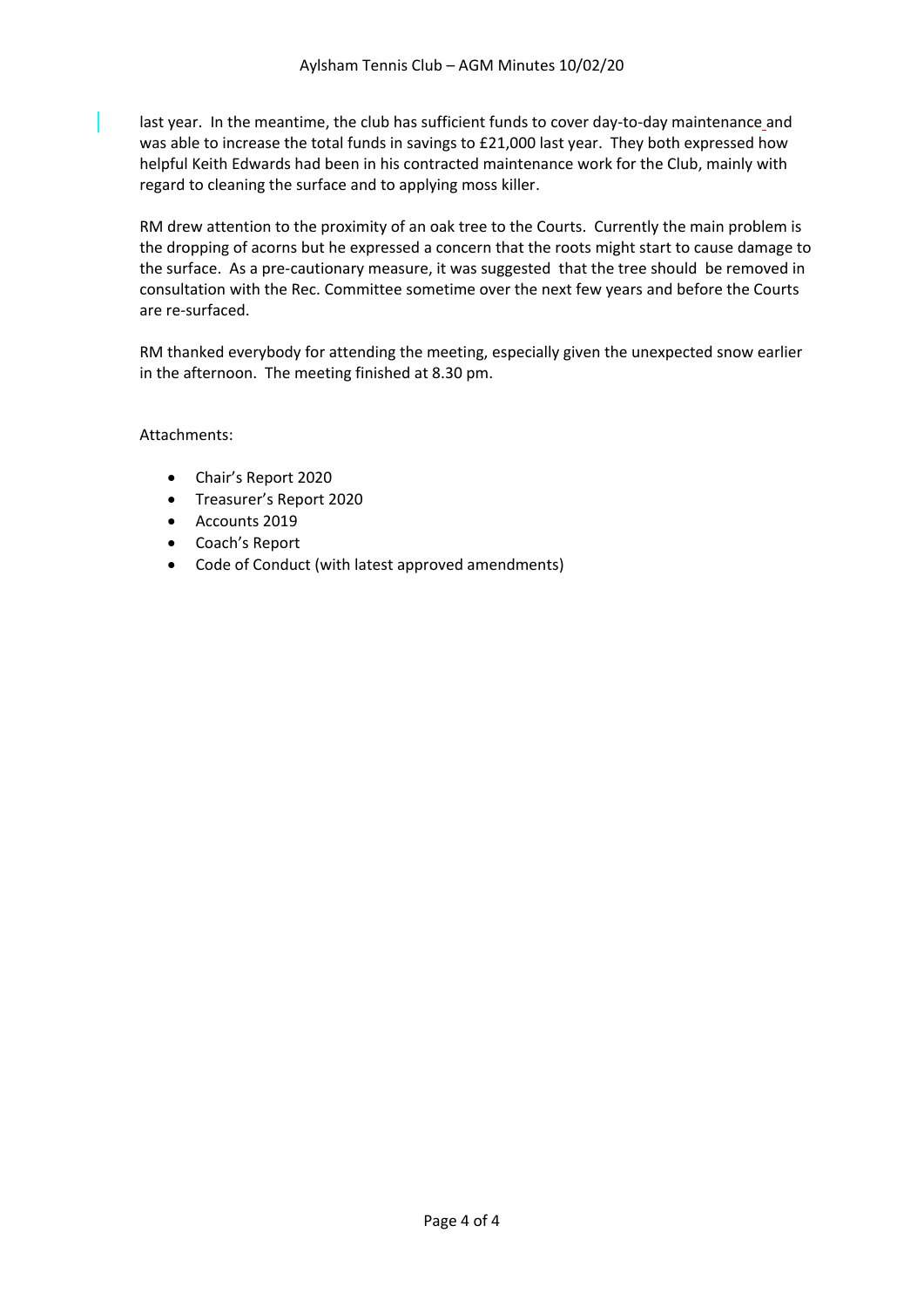last year. In the meantime, the club has sufficient funds to cover day-to-day maintenance and was able to increase the total funds in savings to £21,000 last year. They both expressed how helpful Keith Edwards had been in his contracted maintenance work for the Club, mainly with regard to cleaning the surface and to applying moss killer.

RM drew attention to the proximity of an oak tree to the Courts. Currently the main problem is the dropping of acorns but he expressed a concern that the roots might start to cause damage to the surface. As a pre-cautionary measure, it was suggested that the tree should be removed in consultation with the Rec. Committee sometime over the next few years and before the Courts are re-surfaced.

RM thanked everybody for attending the meeting, especially given the unexpected snow earlier in the afternoon. The meeting finished at 8.30 pm.

Attachments:

- Chair's Report 2020
- Treasurer's Report 2020
- Accounts 2019
- Coach's Report
- Code of Conduct (with latest approved amendments)